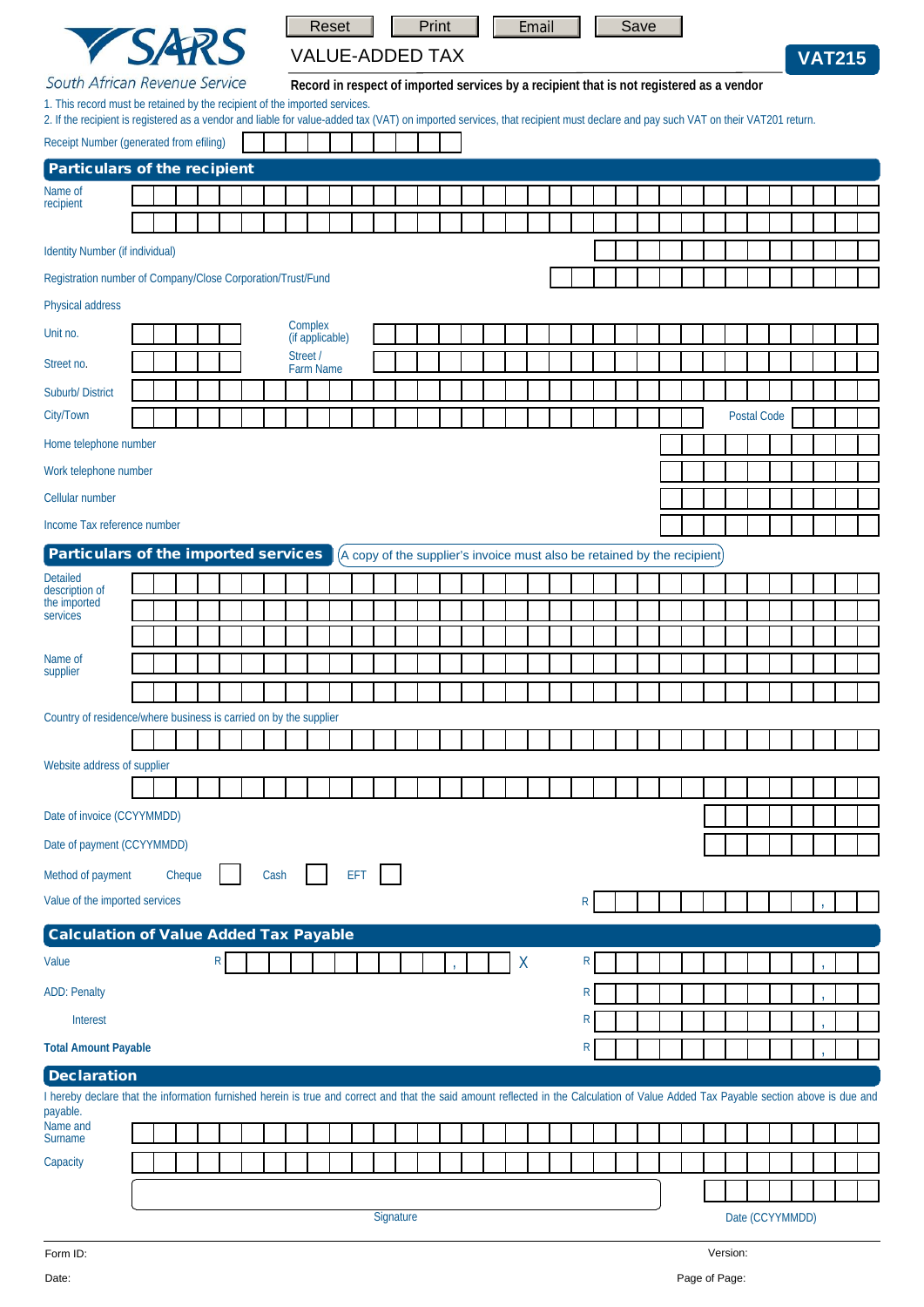Reset Print Email Save

# VALUE-ADDED TAX

**VAT215**

South African Revenue Service

**Record in respect of imported services by a recipient that is not registered as a vendor**

1. This record must be retained by the recipient of the imported services.
2. If the recipient is registered as a vendor and liable for value-added tax (VAT) on imported services, that recipient must declare and pay such VAT on their VAT201 return.

Receipt Number (generated from efiling)

## Particulars of the recipient

Name of recipient

Identity Number (if individual)

Registration number of Company/Close Corporation/Trust/Fund

Physical address

Unit no.

Complex (if applicable)

Street no.

Street / Farm Name

Suburb/ District

City/Town

Postal Code

Home telephone number

Work telephone number

Cellular number

Income Tax reference number

## Particulars of the imported services

(A copy of the supplier's invoice must also be retained by the recipient)

Detailed description of the imported services

Name of supplier

Country of residence/where business is carried on by the supplier

Website address of supplier

Date of invoice (CCYYMMDD)

Date of payment (CCYYMMDD)

Method of payment Cheque Cash EFT

Value of the imported services R ,

## Calculation of Value Added Tax Payable

Value R , X R ,

ADD: Penalty R ,

Interest R ,

**Total Amount Payable** R ,

## Declaration

I hereby declare that the information furnished herein is true and correct and that the said amount reflected in the Calculation of Value Added Tax Payable section above is due and payable.

Name and Surname

Capacity

Signature

Date (CCYYMMDD)

Form ID:

Version:

Date:

Page of Page: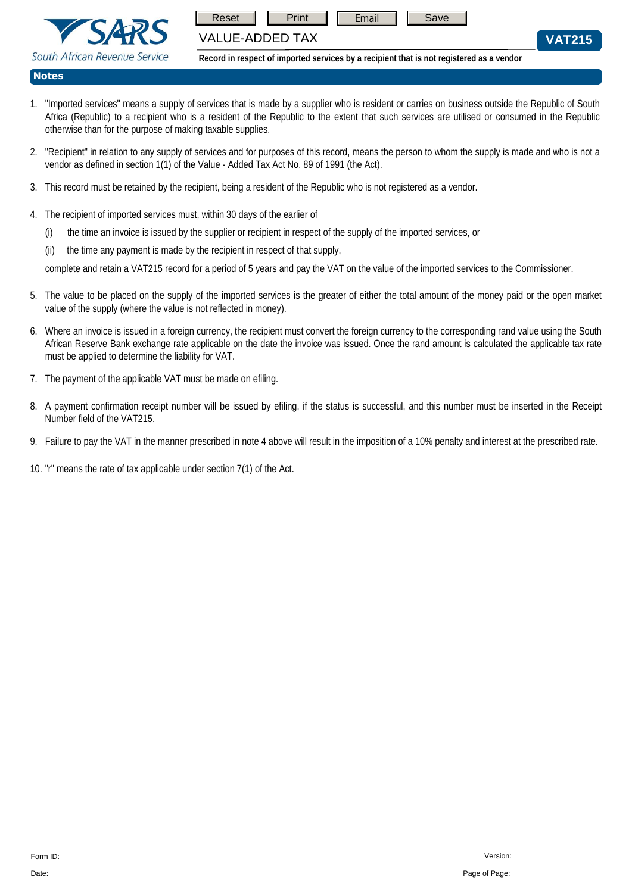VALUE-ADDED TAX

**VAT215**

**Record in respect of imported services by a recipient that is not registered as a vendor**

## Notes

1. "Imported services" means a supply of services that is made by a supplier who is resident or carries on business outside the Republic of South Africa (Republic) to a recipient who is a resident of the Republic to the extent that such services are utilised or consumed in the Republic otherwise than for the purpose of making taxable supplies.

2. "Recipient" in relation to any supply of services and for purposes of this record, means the person to whom the supply is made and who is not a vendor as defined in section 1(1) of the Value - Added Tax Act No. 89 of 1991 (the Act).

3. This record must be retained by the recipient, being a resident of the Republic who is not registered as a vendor.

4. The recipient of imported services must, within 30 days of the earlier of

   (i) the time an invoice is issued by the supplier or recipient in respect of the supply of the imported services, or

   (ii) the time any payment is made by the recipient in respect of that supply,

   complete and retain a VAT215 record for a period of 5 years and pay the VAT on the value of the imported services to the Commissioner.

5. The value to be placed on the supply of the imported services is the greater of either the total amount of the money paid or the open market value of the supply (where the value is not reflected in money).

6. Where an invoice is issued in a foreign currency, the recipient must convert the foreign currency to the corresponding rand value using the South African Reserve Bank exchange rate applicable on the date the invoice was issued. Once the rand amount is calculated the applicable tax rate must be applied to determine the liability for VAT.

7. The payment of the applicable VAT must be made on efiling.

8. A payment confirmation receipt number will be issued by efiling, if the status is successful, and this number must be inserted in the Receipt Number field of the VAT215.

9. Failure to pay the VAT in the manner prescribed in note 4 above will result in the imposition of a 10% penalty and interest at the prescribed rate.

10. "r" means the rate of tax applicable under section 7(1) of the Act.